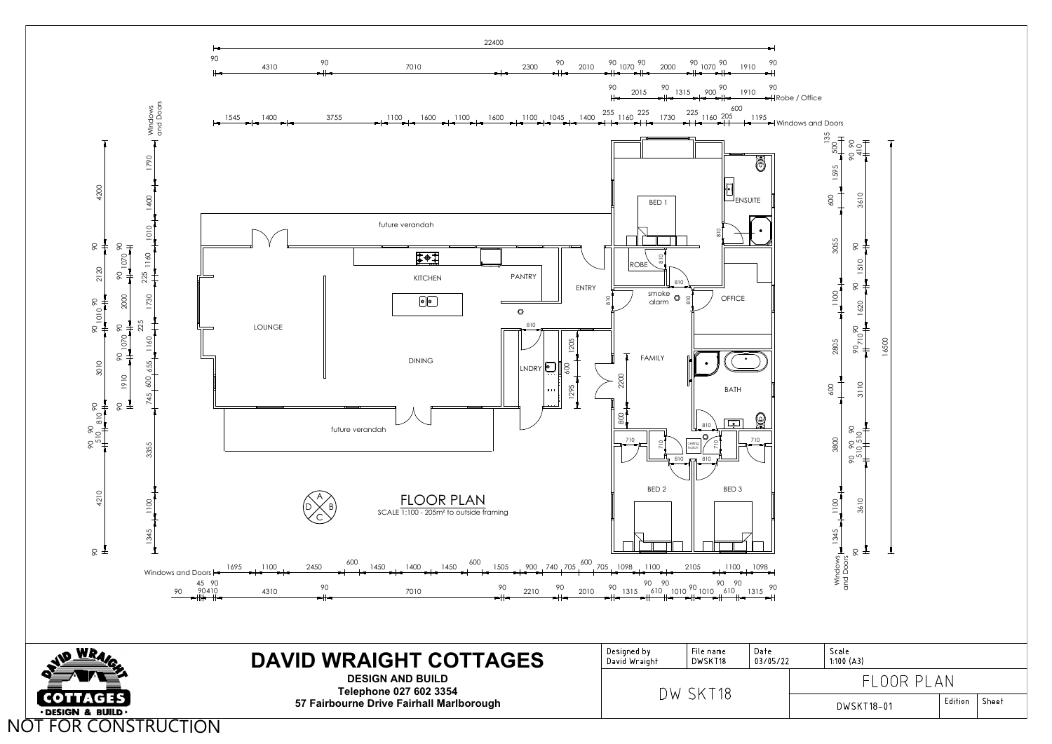# FLOOR PLAN

SCALE 1:100 - 205m² to outside framing

Room labels: LOUNGE, KITCHEN, PANTRY, DINING, LNDRY, ENTRY, FAMILY, BED 1, ENSUITE, ROBE, OFFICE, BATH, BED 2, BED 3, future verandah, future verandah, smoke alarm, ceiling hatch

Overall dimensions: 22400 × 16500

Robe / Office

Windows and Doors

# DAVID WRAIGHT COTTAGES

**DESIGN AND BUILD**
**Telephone 027 602 3354**
**57 Fairbourne Drive Fairhall Marlborough**

| Designed by | File name | Date | Scale |
|---|---|---|---|
| David Wraight | DWSKT18 | 03/05/22 | 1:100 (A3) |

| DW SKT18 | FLOOR PLAN | | |
|---|---|---|---|
| | DWSKT18-01 | Edition | Sheet |

NOT FOR CONSTRUCTION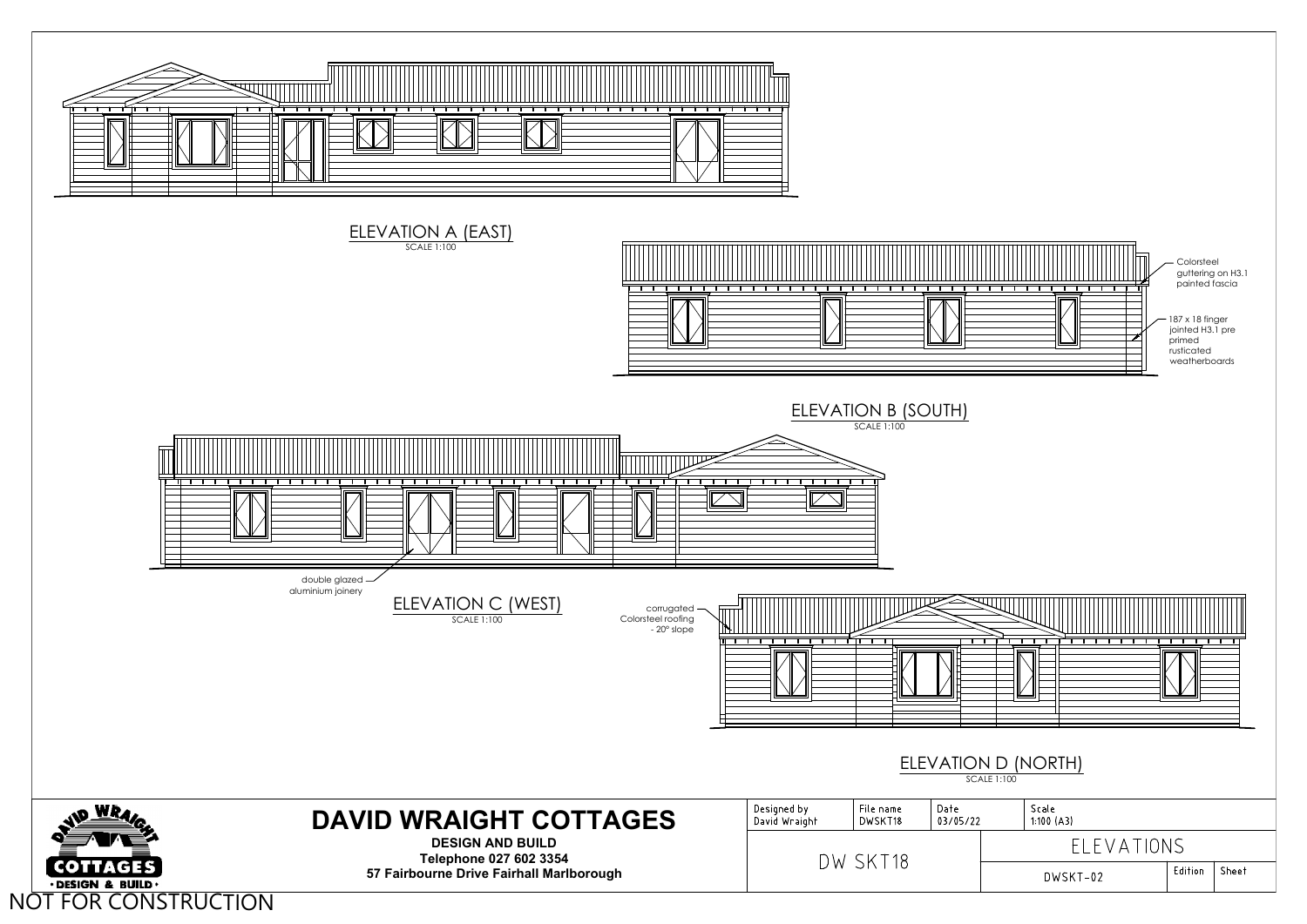ELEVATION A (EAST)
SCALE 1:100

ELEVATION B (SOUTH)
SCALE 1:100

Colorsteel guttering on H3.1 painted fascia

187 x 18 finger jointed H3.1 pre primed rusticated weatherboards

ELEVATION C (WEST)
SCALE 1:100

double glazed aluminium joinery

corrugated Colorsteel roofing - 20° slope

ELEVATION D (NORTH)
SCALE 1:100

**DAVID WRAIGHT COTTAGES**

**DESIGN AND BUILD**
**Telephone 027 602 3354**
**57 Fairbourne Drive Fairhall Marlborough**

| Designed by | File name | Date | Scale | | |
|---|---|---|---|---|---|
| David Wraight | DWSKT18 | 03/05/22 | 1:100 (A3) | | |
| DW SKT18 | | | ELEVATIONS | | |
| | | | DWSKT-02 | Edition | Sheet |

NOT FOR CONSTRUCTION